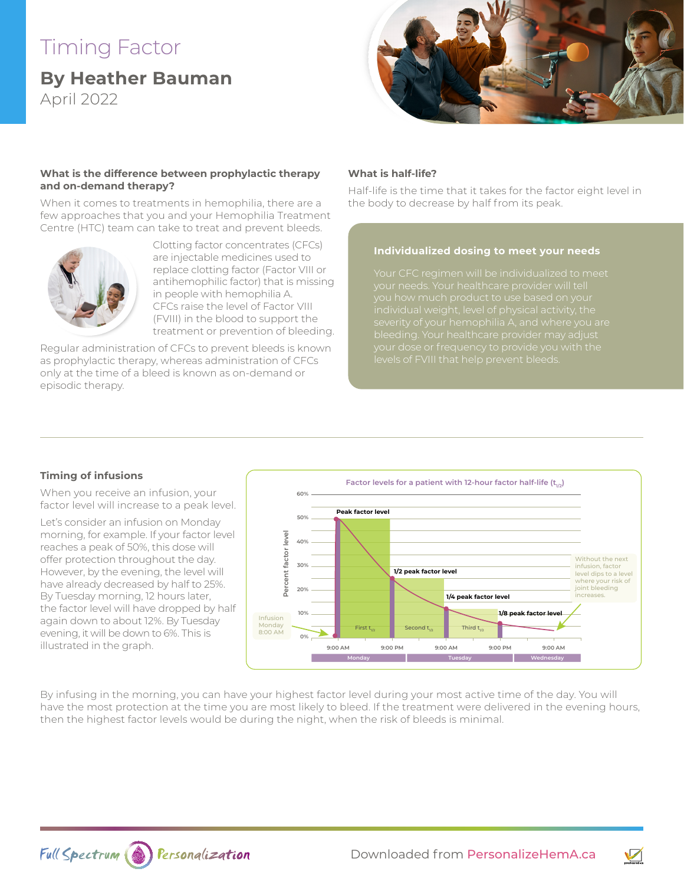# Timing Factor

## By Heather Bauman

April 2022

### What is the difference between prophylactic therapy and on-demand therapy?

When it comes to treatments in hemophilia, there are a few approaches that you and your Hemophilia Treatment Centre (HTC) team can take to treat and prevent bleeds.

Clotting factor concentrates (CFCs) are injectable medicines used to replace clotting factor (Factor VIII or antihemophilic factor) that is missing in people with hemophilia A. CFCs raise the level of Factor VIII (FVIII) in the blood to support the treatment or prevention of bleeding.

Regular administration of CFCs to prevent bleeds is known as prophylactic therapy, whereas administration of CFCs only at the time of a bleed is known as on-demand or episodic therapy.

### What is half-life?

Half-life is the time that it takes for the factor eight level in the body to decrease by half from its peak.

#### Individualized dosing to meet your needs

Your CFC regimen will be individualized to meet your needs. Your healthcare provider will tell you how much product to use based on your individual weight, level of physical activity, the severity of your hemophilia A, and where you are bleeding. Your healthcare provider may adjust your dose or frequency to provide you with the levels of FVIII that help prevent bleeds.

### Timing of infusions

When you receive an infusion, your factor level will increase to a peak level.

Let's consider an infusion on Monday morning, for example. If your factor level reaches a peak of 50%, this dose will offer protection throughout the day. However, by the evening, the level will have already decreased by half to 25%. By Tuesday morning, 12 hours later, the factor level will have dropped by half again down to about 12%. By Tuesday evening, it will be down to 6%. This is illustrated in the graph.

**Factor levels for a patient with 12-hour factor half-life ($t_{1/2}$)**

- Y-axis: Percent factor level (0%–60%)
- X-axis: 9:00 AM, 9:00 PM (Monday); 9:00 AM, 9:00 PM (Tuesday); 9:00 AM (Wednesday)
- Infusion Monday 8:00 AM
- Peak factor level (First $t_{1/2}$)
- 1/2 peak factor level (Second $t_{1/2}$)
- 1/4 peak factor level (Third $t_{1/2}$)
- 1/8 peak factor level
- Without the next infusion, factor level dips to a level where your risk of joint bleeding increases.

By infusing in the morning, you can have your highest factor level during your most active time of the day. You will have the most protection at the time you are most likely to bleed. If the treatment were delivered in the evening hours, then the highest factor levels would be during the night, when the risk of bleeds is minimal.

Downloaded from PersonalizeHemA.ca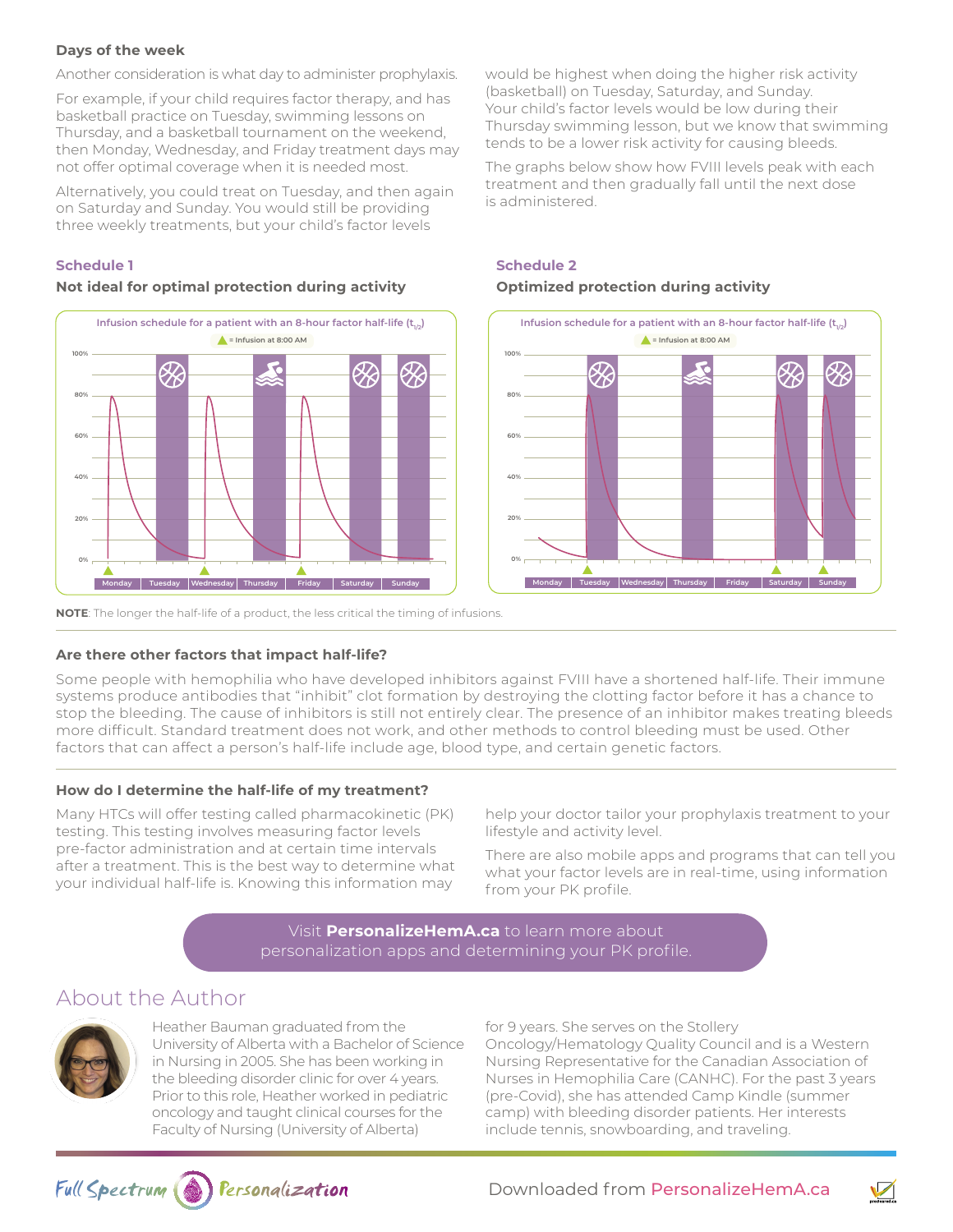### Days of the week

Another consideration is what day to administer prophylaxis.

For example, if your child requires factor therapy, and has basketball practice on Tuesday, swimming lessons on Thursday, and a basketball tournament on the weekend, then Monday, Wednesday, and Friday treatment days may not offer optimal coverage when it is needed most.

Alternatively, you could treat on Tuesday, and then again on Saturday and Sunday. You would still be providing three weekly treatments, but your child's factor levels would be highest when doing the higher risk activity (basketball) on Tuesday, Saturday, and Sunday. Your child's factor levels would be low during their Thursday swimming lesson, but we know that swimming tends to be a lower risk activity for causing bleeds.

The graphs below show how FVIII levels peak with each treatment and then gradually fall until the next dose is administered.

**Schedule 1**

**Not ideal for optimal protection during activity**

Infusion schedule for a patient with an 8-hour factor half-life ($t_{1/2}$)

▲ = Infusion at 8:00 AM

100%
80%
60%
40%
20%
0%

Monday Tuesday Wednesday Thursday Friday Saturday Sunday

**Schedule 2**

**Optimized protection during activity**

Infusion schedule for a patient with an 8-hour factor half-life ($t_{1/2}$)

▲ = Infusion at 8:00 AM

100%
80%
60%
40%
20%
0%

Monday Tuesday Wednesday Thursday Friday Saturday Sunday

**NOTE**: The longer the half-life of a product, the less critical the timing of infusions.

### Are there other factors that impact half-life?

Some people with hemophilia who have developed inhibitors against FVIII have a shortened half-life. Their immune systems produce antibodies that "inhibit" clot formation by destroying the clotting factor before it has a chance to stop the bleeding. The cause of inhibitors is still not entirely clear. The presence of an inhibitor makes treating bleeds more difficult. Standard treatment does not work, and other methods to control bleeding must be used. Other factors that can affect a person's half-life include age, blood type, and certain genetic factors.

### How do I determine the half-life of my treatment?

Many HTCs will offer testing called pharmacokinetic (PK) testing. This testing involves measuring factor levels pre-factor administration and at certain time intervals after a treatment. This is the best way to determine what your individual half-life is. Knowing this information may help your doctor tailor your prophylaxis treatment to your lifestyle and activity level.

There are also mobile apps and programs that can tell you what your factor levels are in real-time, using information from your PK profile.

Visit **PersonalizeHemA.ca** to learn more about personalization apps and determining your PK profile.

## About the Author

Heather Bauman graduated from the University of Alberta with a Bachelor of Science in Nursing in 2005. She has been working in the bleeding disorder clinic for over 4 years. Prior to this role, Heather worked in pediatric oncology and taught clinical courses for the Faculty of Nursing (University of Alberta) for 9 years. She serves on the Stollery Oncology/Hematology Quality Council and is a Western Nursing Representative for the Canadian Association of Nurses in Hemophilia Care (CANHC). For the past 3 years (pre-Covid), she has attended Camp Kindle (summer camp) with bleeding disorder patients. Her interests include tennis, snowboarding, and traveling.

Full Spectrum Personalization

Downloaded from PersonalizeHemA.ca